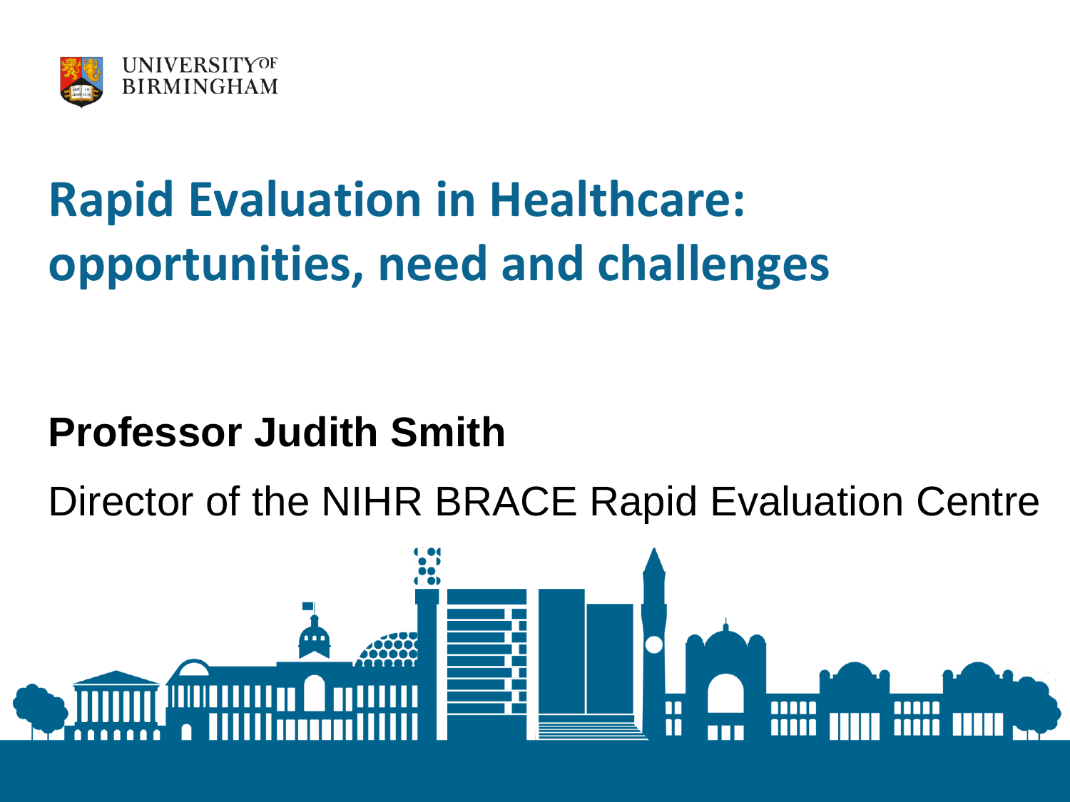UNIVERSITY OF BIRMINGHAM

# Rapid Evaluation in Healthcare: opportunities, need and challenges

**Professor Judith Smith**

Director of the NIHR BRACE Rapid Evaluation Centre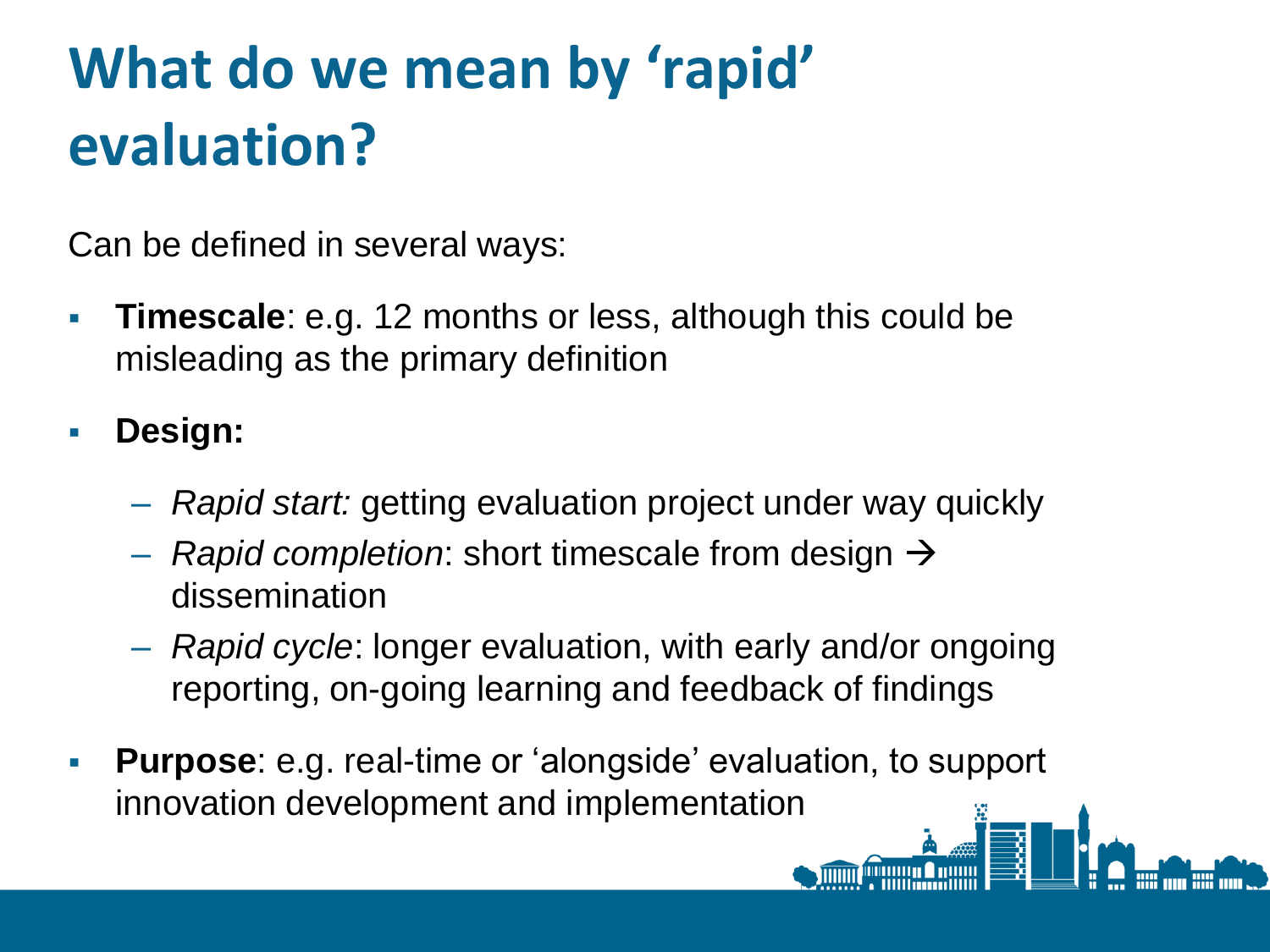# What do we mean by 'rapid' evaluation?

Can be defined in several ways:

- **Timescale**: e.g. 12 months or less, although this could be misleading as the primary definition
- **Design:**
  - *Rapid start:* getting evaluation project under way quickly
  - *Rapid completion*: short timescale from design → dissemination
  - *Rapid cycle*: longer evaluation, with early and/or ongoing reporting, on-going learning and feedback of findings
- **Purpose**: e.g. real-time or 'alongside' evaluation, to support innovation development and implementation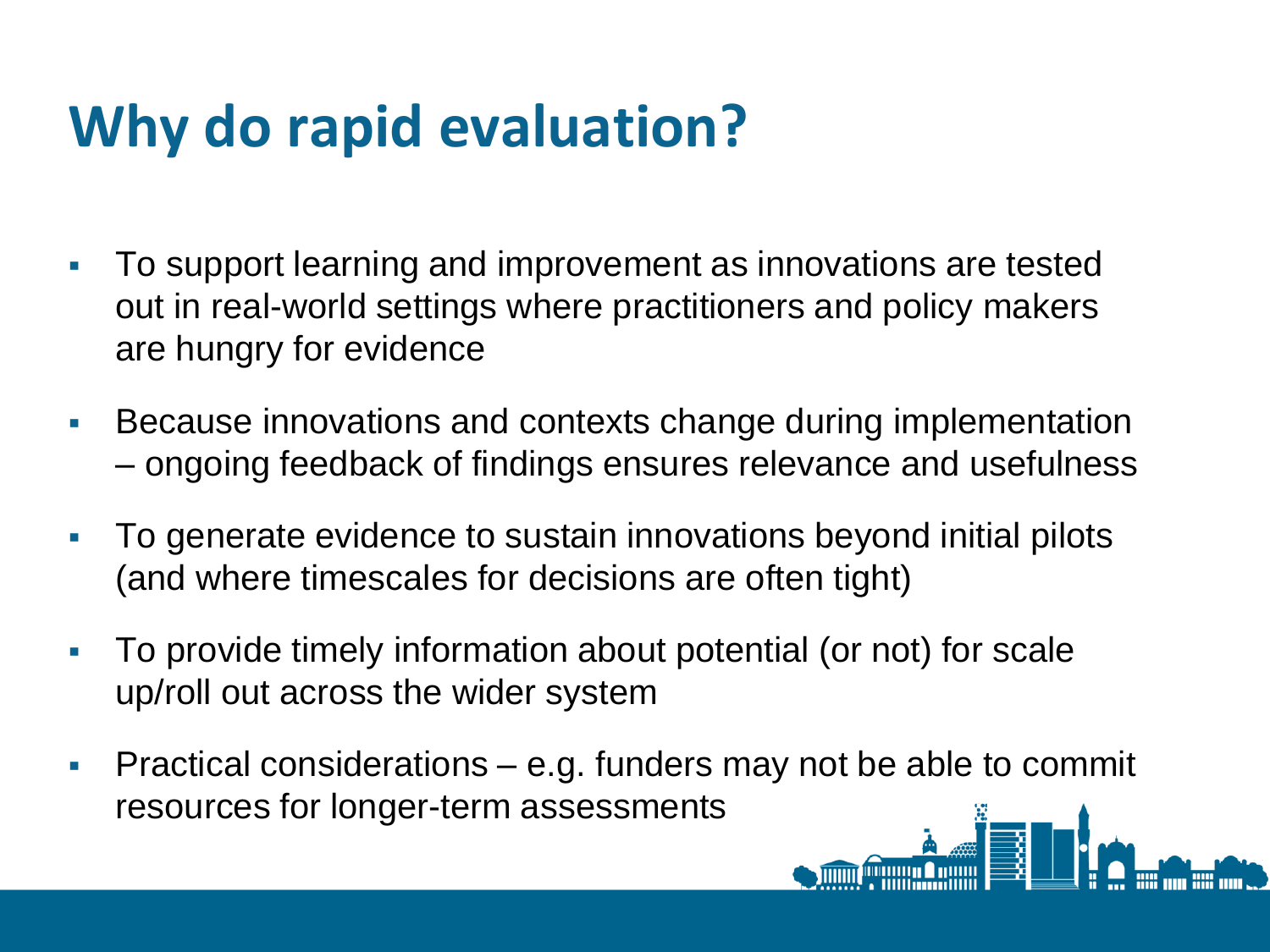# Why do rapid evaluation?

- To support learning and improvement as innovations are tested out in real-world settings where practitioners and policy makers are hungry for evidence
- Because innovations and contexts change during implementation – ongoing feedback of findings ensures relevance and usefulness
- To generate evidence to sustain innovations beyond initial pilots (and where timescales for decisions are often tight)
- To provide timely information about potential (or not) for scale up/roll out across the wider system
- Practical considerations – e.g. funders may not be able to commit resources for longer-term assessments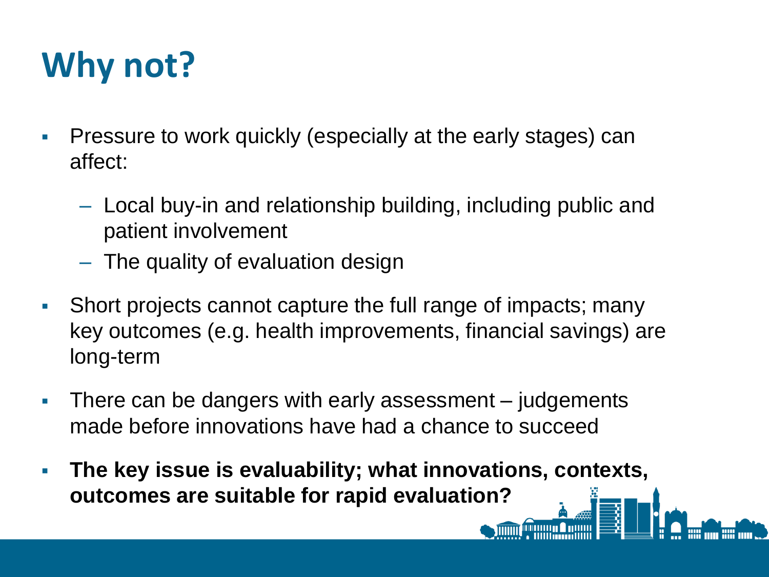# Why not?

- Pressure to work quickly (especially at the early stages) can affect:
  - Local buy-in and relationship building, including public and patient involvement
  - The quality of evaluation design
- Short projects cannot capture the full range of impacts; many key outcomes (e.g. health improvements, financial savings) are long-term
- There can be dangers with early assessment – judgements made before innovations have had a chance to succeed
- **The key issue is evaluability; what innovations, contexts, outcomes are suitable for rapid evaluation?**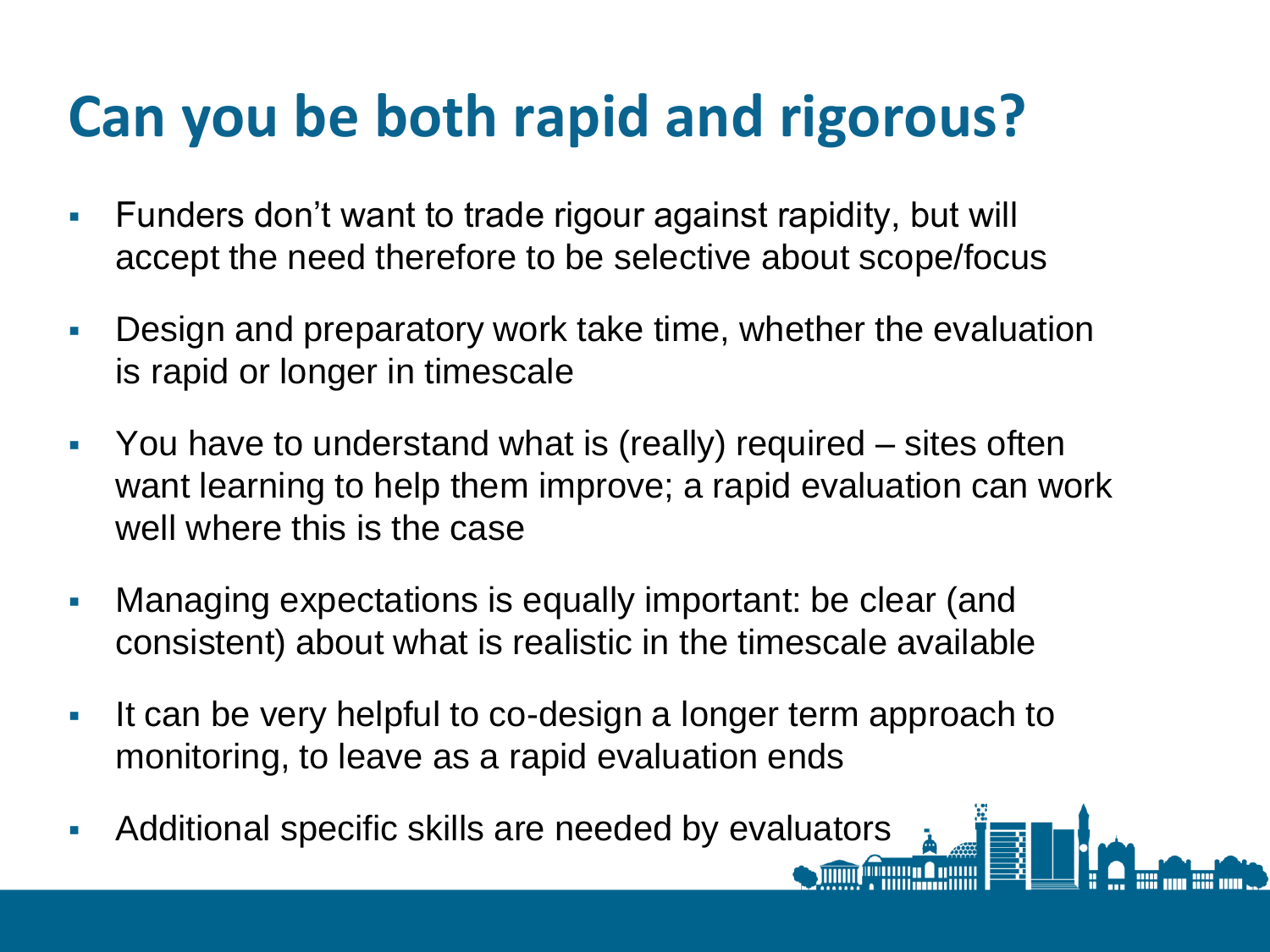# Can you be both rapid and rigorous?

- Funders don't want to trade rigour against rapidity, but will accept the need therefore to be selective about scope/focus
- Design and preparatory work take time, whether the evaluation is rapid or longer in timescale
- You have to understand what is (really) required – sites often want learning to help them improve; a rapid evaluation can work well where this is the case
- Managing expectations is equally important: be clear (and consistent) about what is realistic in the timescale available
- It can be very helpful to co-design a longer term approach to monitoring, to leave as a rapid evaluation ends
- Additional specific skills are needed by evaluators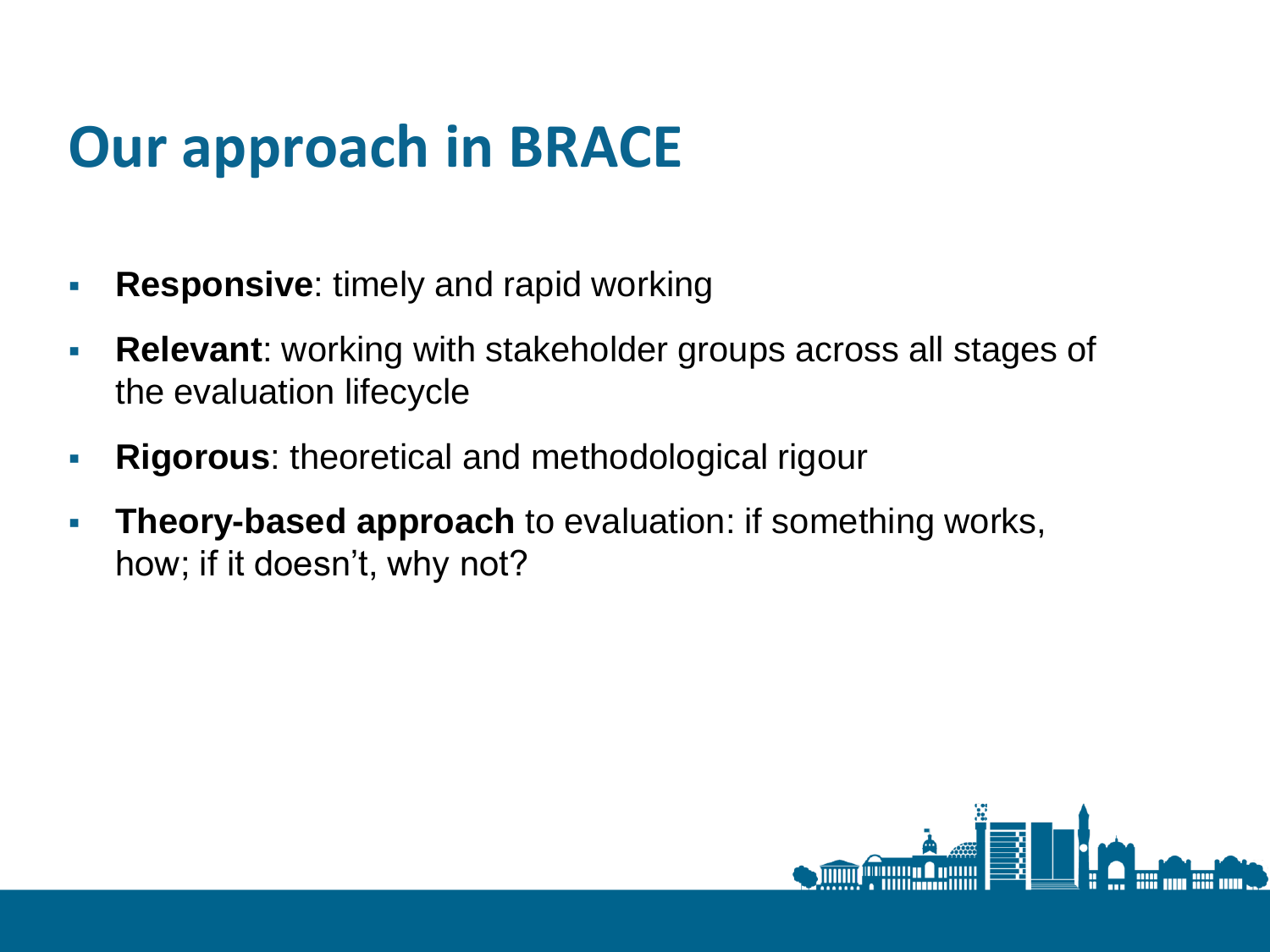# Our approach in BRACE

- **Responsive**: timely and rapid working
- **Relevant**: working with stakeholder groups across all stages of the evaluation lifecycle
- **Rigorous**: theoretical and methodological rigour
- **Theory-based approach** to evaluation: if something works, how; if it doesn't, why not?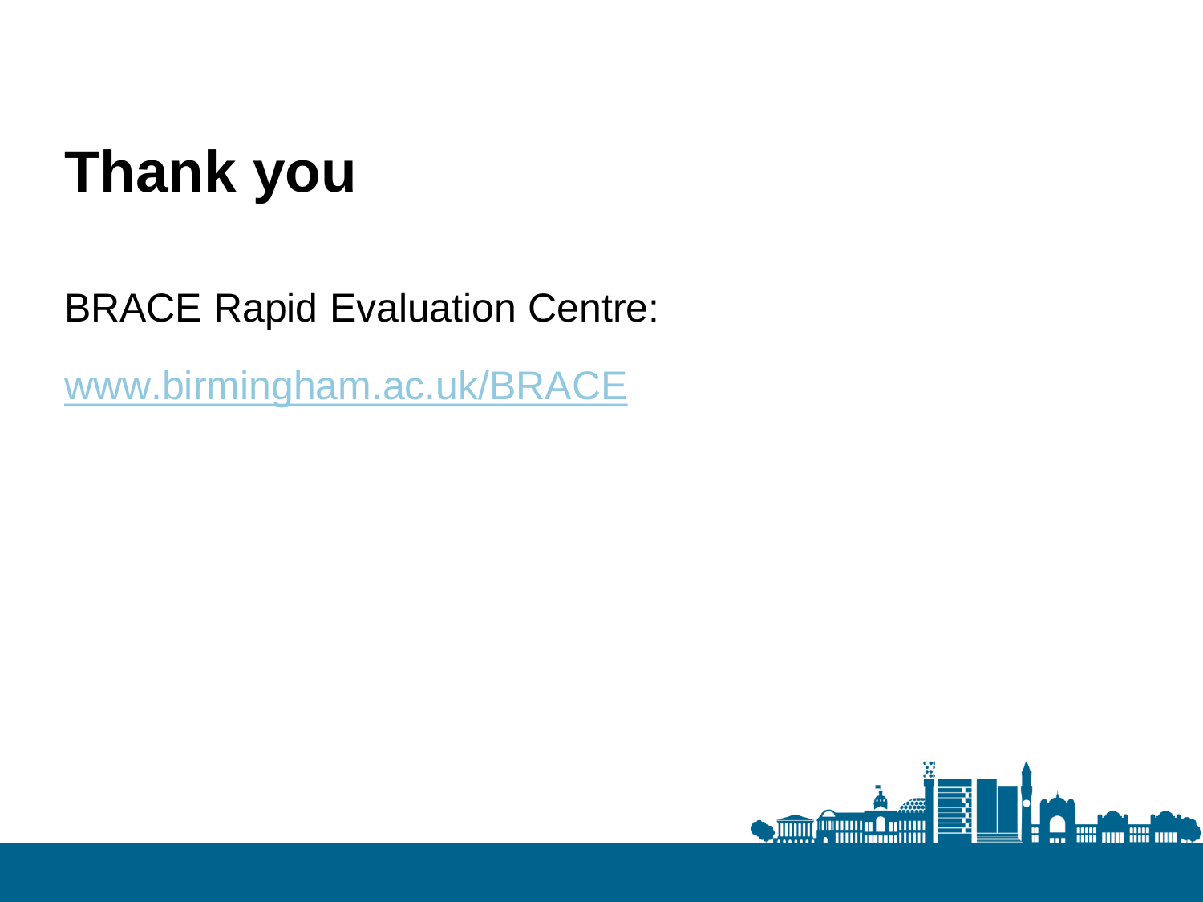# Thank you

BRACE Rapid Evaluation Centre:

www.birmingham.ac.uk/BRACE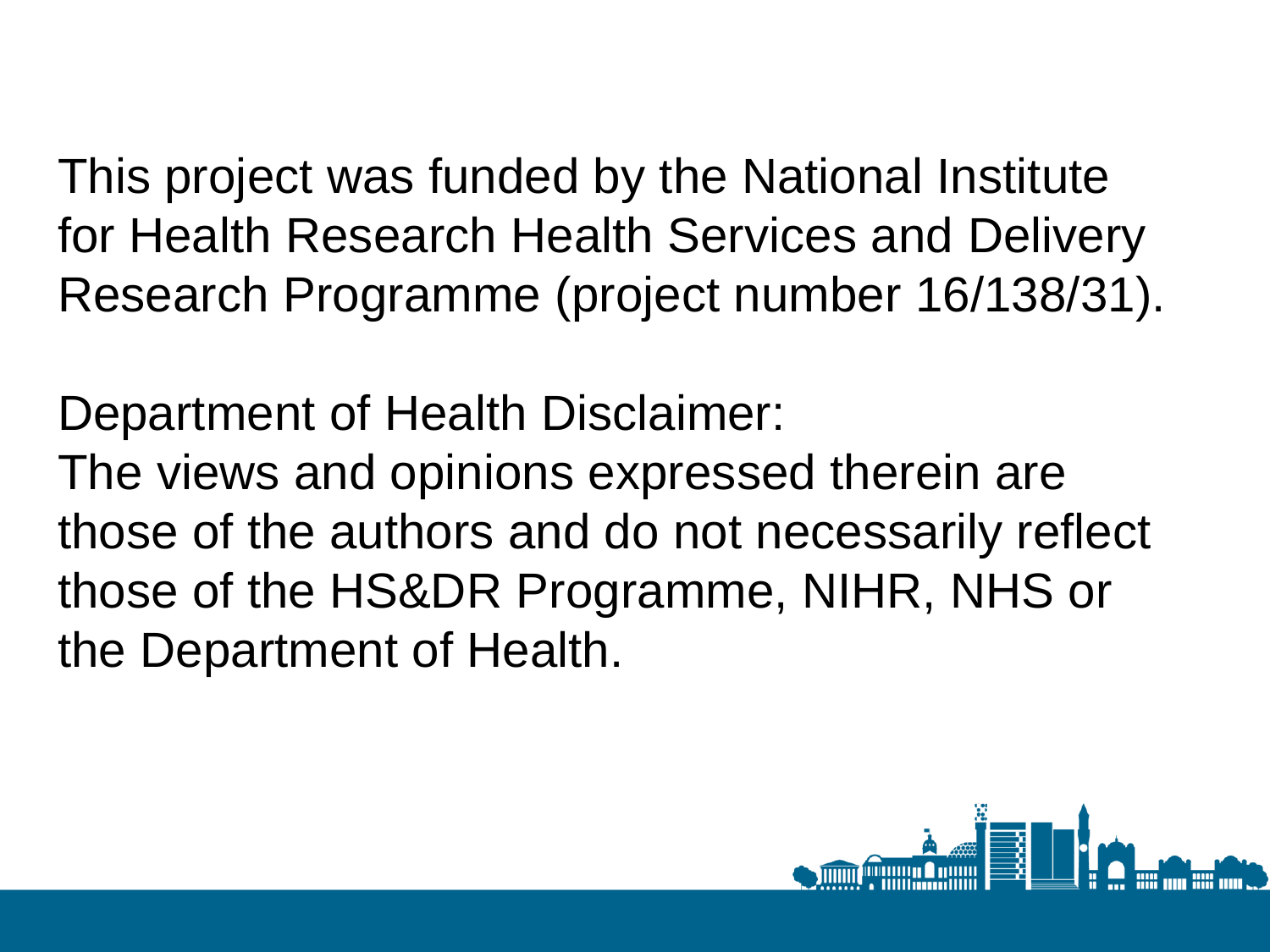This project was funded by the National Institute for Health Research Health Services and Delivery Research Programme (project number 16/138/31).

Department of Health Disclaimer:
The views and opinions expressed therein are those of the authors and do not necessarily reflect those of the HS&DR Programme, NIHR, NHS or the Department of Health.